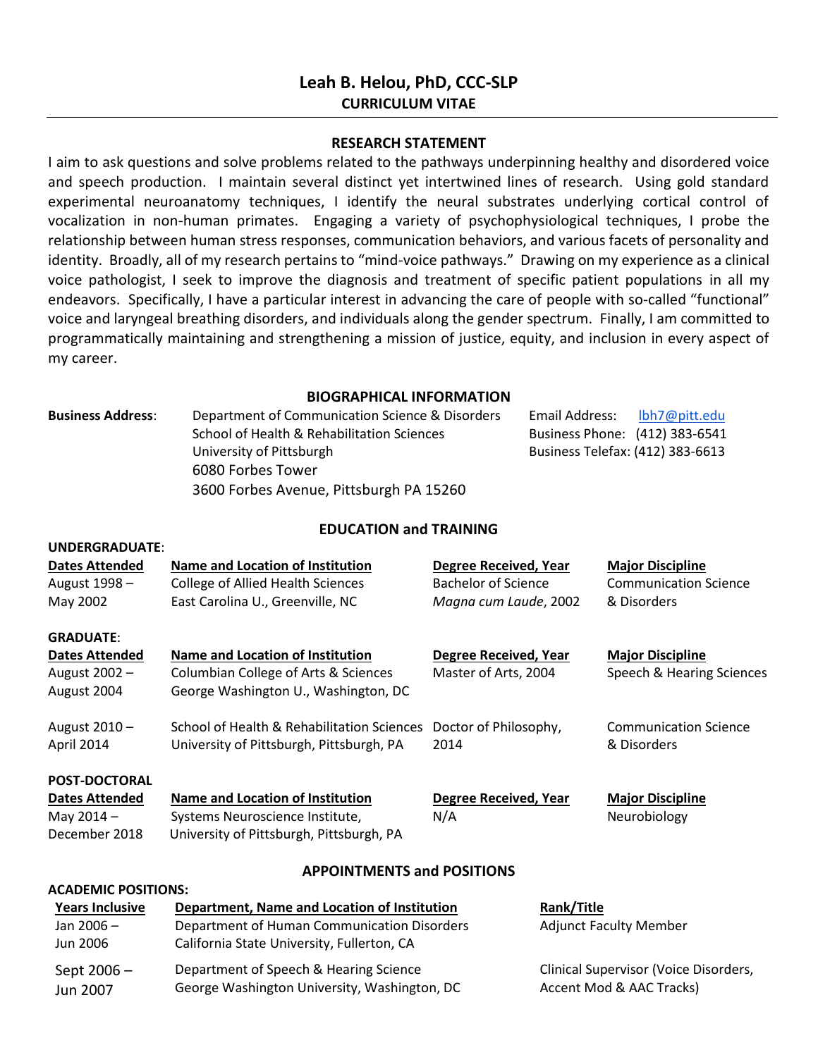# Leah B. Helou, PhD, CCC-SLP

## CURRICULUM VITAE

### RESEARCH STATEMENT

I aim to ask questions and solve problems related to the pathways underpinning healthy and disordered voice and speech production. I maintain several distinct yet intertwined lines of research. Using gold standard experimental neuroanatomy techniques, I identify the neural substrates underlying cortical control of vocalization in non-human primates. Engaging a variety of psychophysiological techniques, I probe the relationship between human stress responses, communication behaviors, and various facets of personality and identity. Broadly, all of my research pertains to "mind-voice pathways." Drawing on my experience as a clinical voice pathologist, I seek to improve the diagnosis and treatment of specific patient populations in all my endeavors. Specifically, I have a particular interest in advancing the care of people with so-called "functional" voice and laryngeal breathing disorders, and individuals along the gender spectrum. Finally, I am committed to programmatically maintaining and strengthening a mission of justice, equity, and inclusion in every aspect of my career.

### BIOGRAPHICAL INFORMATION

**Business Address**:
Department of Communication Science & Disorders
School of Health & Rehabilitation Sciences
University of Pittsburgh
6080 Forbes Tower
3600 Forbes Avenue, Pittsburgh PA 15260

Email Address: lbh7@pitt.edu
Business Phone: (412) 383-6541
Business Telefax: (412) 383-6613

### EDUCATION and TRAINING

**UNDERGRADUATE**:

| Dates Attended | Name and Location of Institution | Degree Received, Year | Major Discipline |
|---|---|---|---|
| August 1998 – May 2002 | College of Allied Health Sciences<br>East Carolina U., Greenville, NC | Bachelor of Science<br>*Magna cum Laude*, 2002 | Communication Science & Disorders |

**GRADUATE**:

| Dates Attended | Name and Location of Institution | Degree Received, Year | Major Discipline |
|---|---|---|---|
| August 2002 – August 2004 | Columbian College of Arts & Sciences<br>George Washington U., Washington, DC | Master of Arts, 2004 | Speech & Hearing Sciences |
| August 2010 – April 2014 | School of Health & Rehabilitation Sciences<br>University of Pittsburgh, Pittsburgh, PA | Doctor of Philosophy, 2014 | Communication Science & Disorders |

**POST-DOCTORAL**

| Dates Attended | Name and Location of Institution | Degree Received, Year | Major Discipline |
|---|---|---|---|
| May 2014 – December 2018 | Systems Neuroscience Institute,<br>University of Pittsburgh, Pittsburgh, PA | N/A | Neurobiology |

### APPOINTMENTS and POSITIONS

**ACADEMIC POSITIONS:**

| Years Inclusive | Department, Name and Location of Institution | Rank/Title |
|---|---|---|
| Jan 2006 – Jun 2006 | Department of Human Communication Disorders<br>California State University, Fullerton, CA | Adjunct Faculty Member |
| Sept 2006 – Jun 2007 | Department of Speech & Hearing Science<br>George Washington University, Washington, DC | Clinical Supervisor (Voice Disorders, Accent Mod & AAC Tracks) |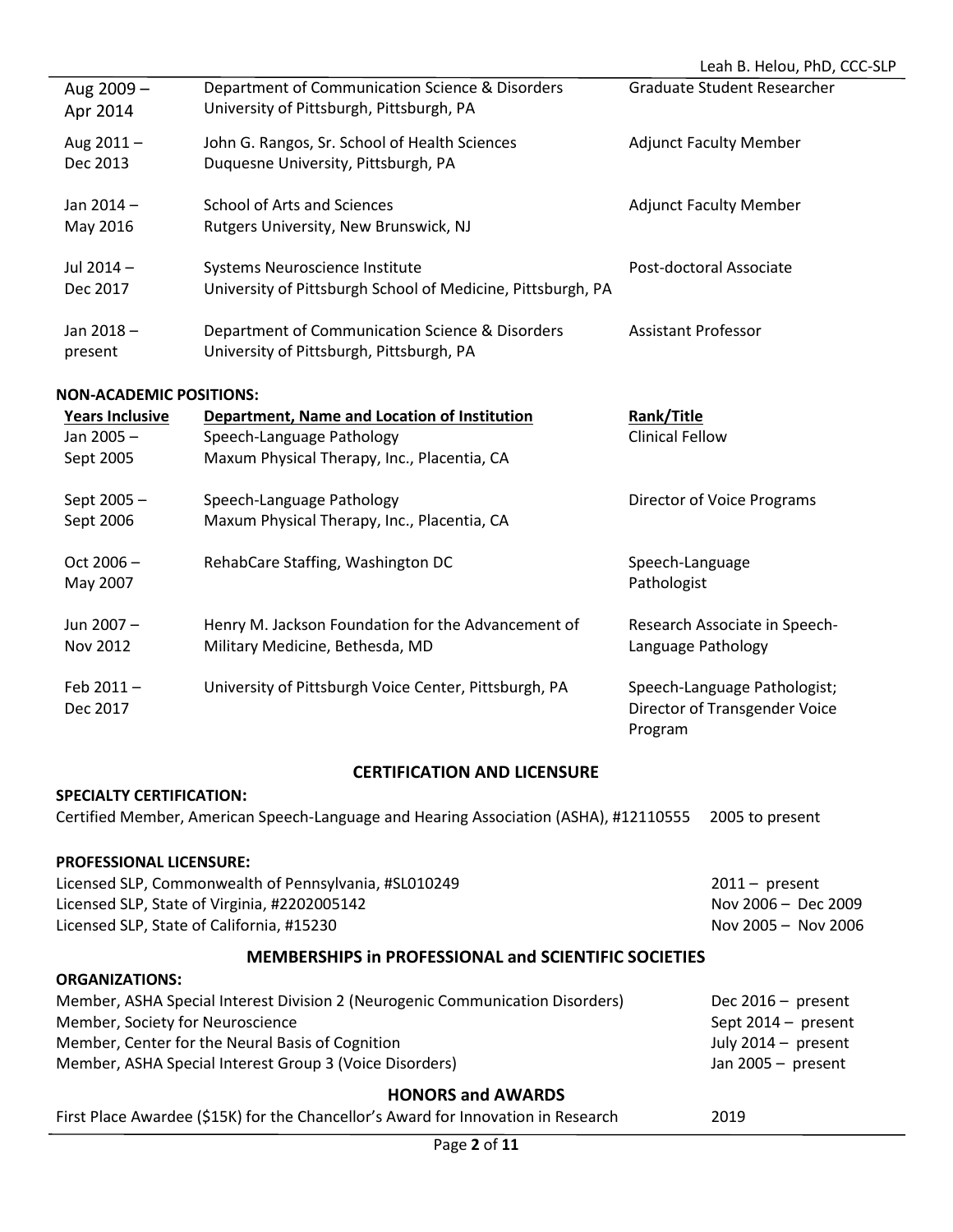| | | |
|---|---|---|
| Aug 2009 – Apr 2014 | Department of Communication Science & Disorders<br>University of Pittsburgh, Pittsburgh, PA | Graduate Student Researcher |
| Aug 2011 – Dec 2013 | John G. Rangos, Sr. School of Health Sciences<br>Duquesne University, Pittsburgh, PA | Adjunct Faculty Member |
| Jan 2014 – May 2016 | School of Arts and Sciences<br>Rutgers University, New Brunswick, NJ | Adjunct Faculty Member |
| Jul 2014 – Dec 2017 | Systems Neuroscience Institute<br>University of Pittsburgh School of Medicine, Pittsburgh, PA | Post-doctoral Associate |
| Jan 2018 – present | Department of Communication Science & Disorders<br>University of Pittsburgh, Pittsburgh, PA | Assistant Professor |

**NON-ACADEMIC POSITIONS:**

| Years Inclusive | Department, Name and Location of Institution | Rank/Title |
|---|---|---|
| Jan 2005 – Sept 2005 | Speech-Language Pathology<br>Maxum Physical Therapy, Inc., Placentia, CA | Clinical Fellow |
| Sept 2005 – Sept 2006 | Speech-Language Pathology<br>Maxum Physical Therapy, Inc., Placentia, CA | Director of Voice Programs |
| Oct 2006 – May 2007 | RehabCare Staffing, Washington DC | Speech-Language Pathologist |
| Jun 2007 – Nov 2012 | Henry M. Jackson Foundation for the Advancement of Military Medicine, Bethesda, MD | Research Associate in Speech-Language Pathology |
| Feb 2011 – Dec 2017 | University of Pittsburgh Voice Center, Pittsburgh, PA | Speech-Language Pathologist; Director of Transgender Voice Program |

## CERTIFICATION AND LICENSURE

**SPECIALTY CERTIFICATION:**

Certified Member, American Speech-Language and Hearing Association (ASHA), #12110555 — 2005 to present

**PROFESSIONAL LICENSURE:**

| | |
|---|---|
| Licensed SLP, Commonwealth of Pennsylvania, #SL010249 | 2011 – present |
| Licensed SLP, State of Virginia, #2202005142 | Nov 2006 – Dec 2009 |
| Licensed SLP, State of California, #15230 | Nov 2005 – Nov 2006 |

## MEMBERSHIPS in PROFESSIONAL and SCIENTIFIC SOCIETIES

**ORGANIZATIONS:**

| | |
|---|---|
| Member, ASHA Special Interest Division 2 (Neurogenic Communication Disorders) | Dec 2016 – present |
| Member, Society for Neuroscience | Sept 2014 – present |
| Member, Center for the Neural Basis of Cognition | July 2014 – present |
| Member, ASHA Special Interest Group 3 (Voice Disorders) | Jan 2005 – present |

## HONORS and AWARDS

First Place Awardee ($15K) for the Chancellor's Award for Innovation in Research — 2019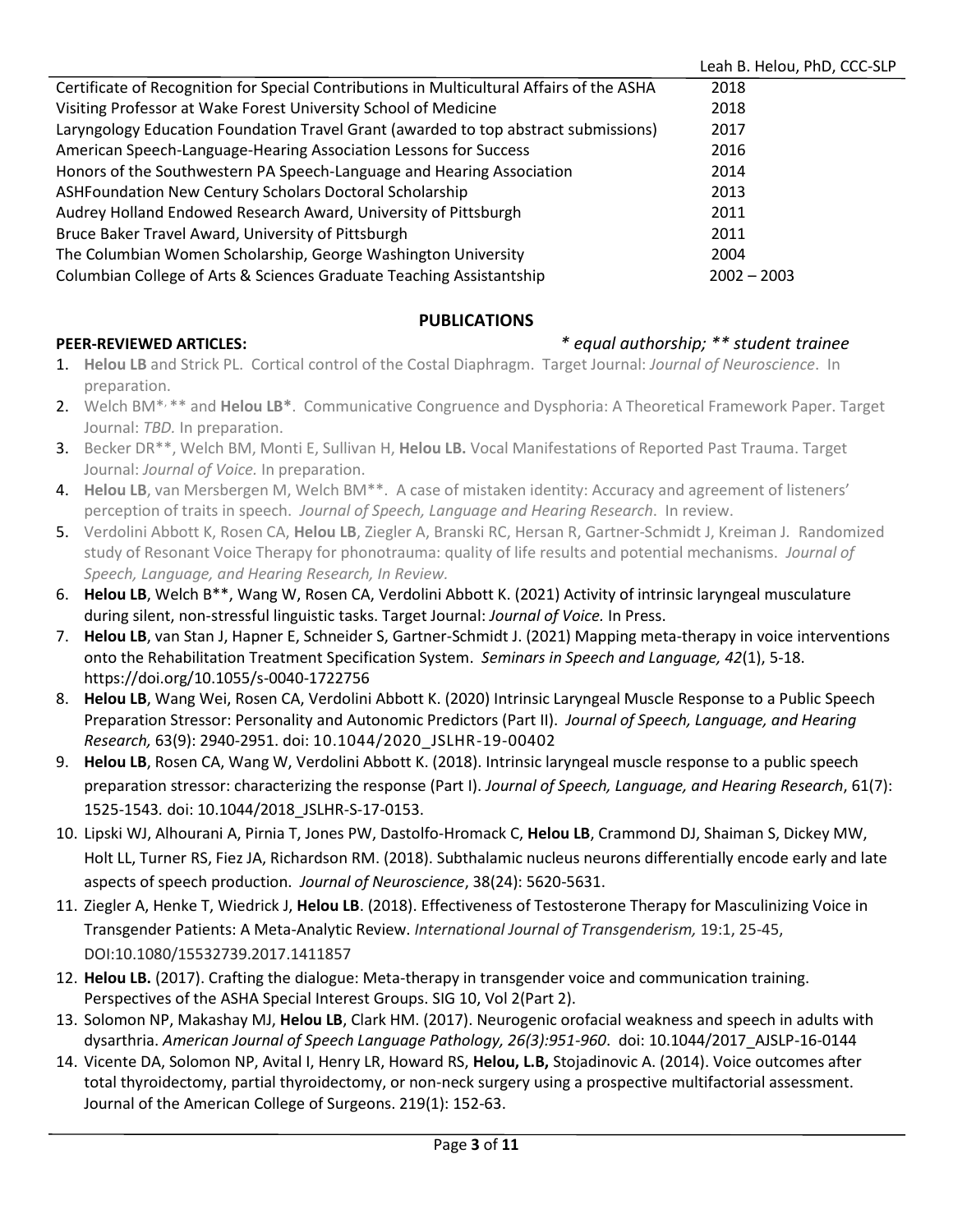| | |
|---|---|
| Certificate of Recognition for Special Contributions in Multicultural Affairs of the ASHA | 2018 |
| Visiting Professor at Wake Forest University School of Medicine | 2018 |
| Laryngology Education Foundation Travel Grant (awarded to top abstract submissions) | 2017 |
| American Speech-Language-Hearing Association Lessons for Success | 2016 |
| Honors of the Southwestern PA Speech-Language and Hearing Association | 2014 |
| ASHFoundation New Century Scholars Doctoral Scholarship | 2013 |
| Audrey Holland Endowed Research Award, University of Pittsburgh | 2011 |
| Bruce Baker Travel Award, University of Pittsburgh | 2011 |
| The Columbian Women Scholarship, George Washington University | 2004 |
| Columbian College of Arts & Sciences Graduate Teaching Assistantship | 2002 – 2003 |

## PUBLICATIONS

**PEER-REVIEWED ARTICLES:** *\* equal authorship; \*\* student trainee*

1. **Helou LB** and Strick PL. Cortical control of the Costal Diaphragm. Target Journal: *Journal of Neuroscience*. In preparation.
2. Welch BM*, ** and **Helou LB***. Communicative Congruence and Dysphoria: A Theoretical Framework Paper. Target Journal: *TBD.* In preparation.
3. Becker DR**, Welch BM, Monti E, Sullivan H, **Helou LB.** Vocal Manifestations of Reported Past Trauma. Target Journal: *Journal of Voice.* In preparation.
4. **Helou LB**, van Mersbergen M, Welch BM**. A case of mistaken identity: Accuracy and agreement of listeners' perception of traits in speech. *Journal of Speech, Language and Hearing Research*. In review.
5. Verdolini Abbott K, Rosen CA, **Helou LB**, Ziegler A, Branski RC, Hersan R, Gartner-Schmidt J, Kreiman J. Randomized study of Resonant Voice Therapy for phonotrauma: quality of life results and potential mechanisms. *Journal of Speech, Language, and Hearing Research, In Review.*
6. **Helou LB**, Welch B**, Wang W, Rosen CA, Verdolini Abbott K. (2021) Activity of intrinsic laryngeal musculature during silent, non-stressful linguistic tasks. Target Journal: *Journal of Voice.* In Press.
7. **Helou LB**, van Stan J, Hapner E, Schneider S, Gartner-Schmidt J. (2021) Mapping meta-therapy in voice interventions onto the Rehabilitation Treatment Specification System. *Seminars in Speech and Language, 42*(1), 5-18. https://doi.org/10.1055/s-0040-1722756
8. **Helou LB**, Wang Wei, Rosen CA, Verdolini Abbott K. (2020) Intrinsic Laryngeal Muscle Response to a Public Speech Preparation Stressor: Personality and Autonomic Predictors (Part II). *Journal of Speech, Language, and Hearing Research,* 63(9): 2940-2951. doi: 10.1044/2020_JSLHR-19-00402
9. **Helou LB**, Rosen CA, Wang W, Verdolini Abbott K. (2018). Intrinsic laryngeal muscle response to a public speech preparation stressor: characterizing the response (Part I). *Journal of Speech, Language, and Hearing Research*, 61(7): 1525-1543. doi: 10.1044/2018_JSLHR-S-17-0153.
10. Lipski WJ, Alhourani A, Pirnia T, Jones PW, Dastolfo-Hromack C, **Helou LB**, Crammond DJ, Shaiman S, Dickey MW, Holt LL, Turner RS, Fiez JA, Richardson RM. (2018). Subthalamic nucleus neurons differentially encode early and late aspects of speech production. *Journal of Neuroscience*, 38(24): 5620-5631.
11. Ziegler A, Henke T, Wiedrick J, **Helou LB**. (2018). Effectiveness of Testosterone Therapy for Masculinizing Voice in Transgender Patients: A Meta-Analytic Review. *International Journal of Transgenderism,* 19:1, 25-45, DOI:10.1080/15532739.2017.1411857
12. **Helou LB.** (2017). Crafting the dialogue: Meta-therapy in transgender voice and communication training. Perspectives of the ASHA Special Interest Groups. SIG 10, Vol 2(Part 2).
13. Solomon NP, Makashay MJ, **Helou LB**, Clark HM. (2017). Neurogenic orofacial weakness and speech in adults with dysarthria. *American Journal of Speech Language Pathology, 26(3):951-960*. doi: 10.1044/2017_AJSLP-16-0144
14. Vicente DA, Solomon NP, Avital I, Henry LR, Howard RS, **Helou, L.B,** Stojadinovic A. (2014). Voice outcomes after total thyroidectomy, partial thyroidectomy, or non-neck surgery using a prospective multifactorial assessment. Journal of the American College of Surgeons. 219(1): 152-63.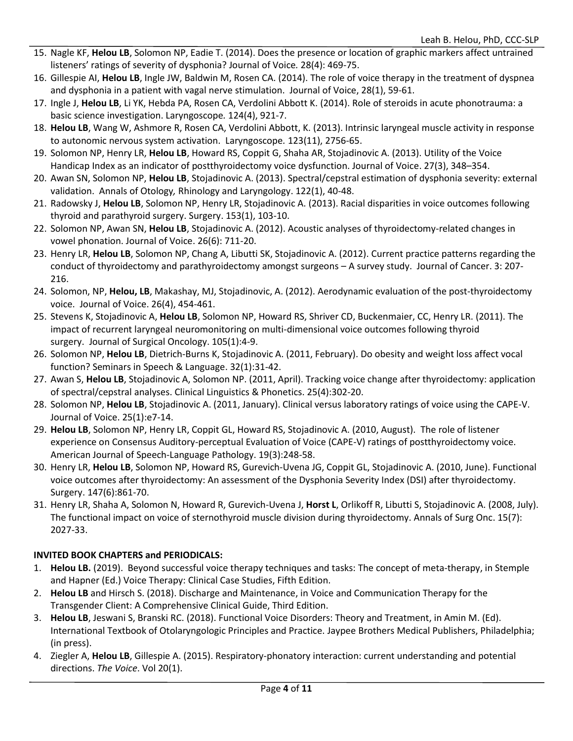15. Nagle KF, **Helou LB**, Solomon NP, Eadie T. (2014). Does the presence or location of graphic markers affect untrained listeners' ratings of severity of dysphonia? Journal of Voice. 28(4): 469-75.
16. Gillespie AI, **Helou LB**, Ingle JW, Baldwin M, Rosen CA. (2014). The role of voice therapy in the treatment of dyspnea and dysphonia in a patient with vagal nerve stimulation. Journal of Voice, 28(1), 59-61.
17. Ingle J, **Helou LB**, Li YK, Hebda PA, Rosen CA, Verdolini Abbott K. (2014). Role of steroids in acute phonotrauma: a basic science investigation. Laryngoscope. 124(4), 921-7.
18. **Helou LB**, Wang W, Ashmore R, Rosen CA, Verdolini Abbott, K. (2013). Intrinsic laryngeal muscle activity in response to autonomic nervous system activation. Laryngoscope. 123(11), 2756-65.
19. Solomon NP, Henry LR, **Helou LB**, Howard RS, Coppit G, Shaha AR, Stojadinovic A. (2013). Utility of the Voice Handicap Index as an indicator of postthyroidectomy voice dysfunction. Journal of Voice. 27(3), 348–354.
20. Awan SN, Solomon NP, **Helou LB**, Stojadinovic A. (2013). Spectral/cepstral estimation of dysphonia severity: external validation. Annals of Otology, Rhinology and Laryngology. 122(1), 40-48.
21. Radowsky J, **Helou LB**, Solomon NP, Henry LR, Stojadinovic A. (2013). Racial disparities in voice outcomes following thyroid and parathyroid surgery. Surgery. 153(1), 103-10.
22. Solomon NP, Awan SN, **Helou LB**, Stojadinovic A. (2012). Acoustic analyses of thyroidectomy-related changes in vowel phonation. Journal of Voice. 26(6): 711-20.
23. Henry LR, **Helou LB**, Solomon NP, Chang A, Libutti SK, Stojadinovic A. (2012). Current practice patterns regarding the conduct of thyroidectomy and parathyroidectomy amongst surgeons – A survey study. Journal of Cancer. 3: 207-216.
24. Solomon, NP, **Helou, LB**, Makashay, MJ, Stojadinovic, A. (2012). Aerodynamic evaluation of the post-thyroidectomy voice. Journal of Voice. 26(4), 454-461.
25. Stevens K, Stojadinovic A, **Helou LB**, Solomon NP, Howard RS, Shriver CD, Buckenmaier, CC, Henry LR. (2011). The impact of recurrent laryngeal neuromonitoring on multi-dimensional voice outcomes following thyroid surgery. Journal of Surgical Oncology. 105(1):4-9.
26. Solomon NP, **Helou LB**, Dietrich-Burns K, Stojadinovic A. (2011, February). Do obesity and weight loss affect vocal function? Seminars in Speech & Language. 32(1):31-42.
27. Awan S, **Helou LB**, Stojadinovic A, Solomon NP. (2011, April). Tracking voice change after thyroidectomy: application of spectral/cepstral analyses. Clinical Linguistics & Phonetics. 25(4):302-20.
28. Solomon NP, **Helou LB**, Stojadinovic A. (2011, January). Clinical versus laboratory ratings of voice using the CAPE-V. Journal of Voice. 25(1):e7-14.
29. **Helou LB**, Solomon NP, Henry LR, Coppit GL, Howard RS, Stojadinovic A. (2010, August). The role of listener experience on Consensus Auditory-perceptual Evaluation of Voice (CAPE-V) ratings of postthyroidectomy voice. American Journal of Speech-Language Pathology. 19(3):248-58.
30. Henry LR, **Helou LB**, Solomon NP, Howard RS, Gurevich-Uvena JG, Coppit GL, Stojadinovic A. (2010, June). Functional voice outcomes after thyroidectomy: An assessment of the Dysphonia Severity Index (DSI) after thyroidectomy. Surgery. 147(6):861-70.
31. Henry LR, Shaha A, Solomon N, Howard R, Gurevich-Uvena J, **Horst L**, Orlikoff R, Libutti S, Stojadinovic A. (2008, July). The functional impact on voice of sternothyroid muscle division during thyroidectomy. Annals of Surg Onc. 15(7): 2027-33.

**INVITED BOOK CHAPTERS and PERIODICALS:**

1. **Helou LB.** (2019). Beyond successful voice therapy techniques and tasks: The concept of meta-therapy, in Stemple and Hapner (Ed.) Voice Therapy: Clinical Case Studies, Fifth Edition.
2. **Helou LB** and Hirsch S. (2018). Discharge and Maintenance, in Voice and Communication Therapy for the Transgender Client: A Comprehensive Clinical Guide, Third Edition.
3. **Helou LB**, Jeswani S, Branski RC. (2018). Functional Voice Disorders: Theory and Treatment, in Amin M. (Ed). International Textbook of Otolaryngologic Principles and Practice. Jaypee Brothers Medical Publishers, Philadelphia; (in press).
4. Ziegler A, **Helou LB**, Gillespie A. (2015). Respiratory-phonatory interaction: current understanding and potential directions. *The Voice*. Vol 20(1).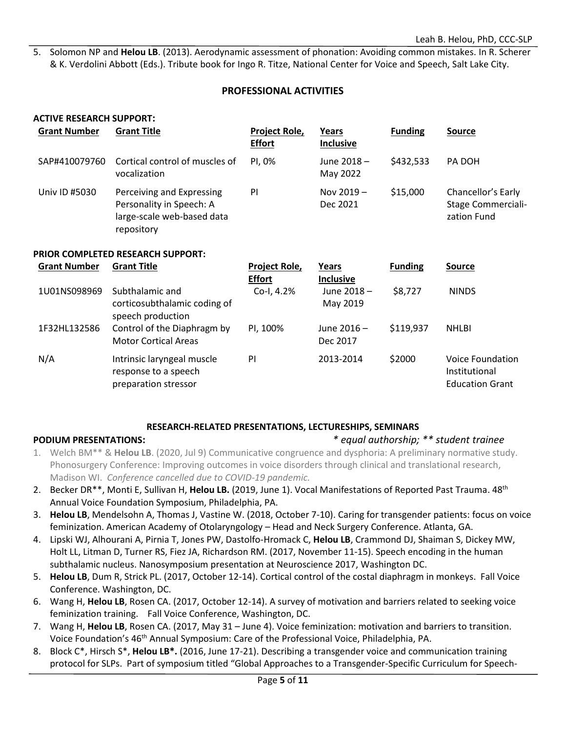5. Solomon NP and **Helou LB**. (2013). Aerodynamic assessment of phonation: Avoiding common mistakes. In R. Scherer & K. Verdolini Abbott (Eds.). Tribute book for Ingo R. Titze, National Center for Voice and Speech, Salt Lake City.

## PROFESSIONAL ACTIVITIES

### ACTIVE RESEARCH SUPPORT:

| Grant Number | Grant Title | Project Role, Effort | Years Inclusive | Funding | Source |
|---|---|---|---|---|---|
| SAP#410079760 | Cortical control of muscles of vocalization | PI, 0% | June 2018 – May 2022 | $432,533 | PA DOH |
| Univ ID #5030 | Perceiving and Expressing Personality in Speech: A large-scale web-based data repository | PI | Nov 2019 – Dec 2021 | $15,000 | Chancellor's Early Stage Commercialization Fund |

### PRIOR COMPLETED RESEARCH SUPPORT:

| Grant Number | Grant Title | Project Role, Effort | Years Inclusive | Funding | Source |
|---|---|---|---|---|---|
| 1U01NS098969 | Subthalamic and corticosubthalamic coding of speech production | Co-I, 4.2% | June 2018 – May 2019 | $8,727 | NINDS |
| 1F32HL132586 | Control of the Diaphragm by Motor Cortical Areas | PI, 100% | June 2016 – Dec 2017 | $119,937 | NHLBI |
| N/A | Intrinsic laryngeal muscle response to a speech preparation stressor | PI | 2013-2014 | $2000 | Voice Foundation Institutional Education Grant |

## RESEARCH-RELATED PRESENTATIONS, LECTURESHIPS, SEMINARS

### PODIUM PRESENTATIONS:

*\* equal authorship; \*\* student trainee*

1. Welch BM** & **Helou LB**. (2020, Jul 9) Communicative congruence and dysphoria: A preliminary normative study. Phonosurgery Conference: Improving outcomes in voice disorders through clinical and translational research, Madison WI. *Conference cancelled due to COVID-19 pandemic.*
2. Becker DR**, Monti E, Sullivan H, **Helou LB.** (2019, June 1). Vocal Manifestations of Reported Past Trauma. 48th Annual Voice Foundation Symposium, Philadelphia, PA.
3. **Helou LB**, Mendelsohn A, Thomas J, Vastine W. (2018, October 7-10). Caring for transgender patients: focus on voice feminization. American Academy of Otolaryngology – Head and Neck Surgery Conference. Atlanta, GA.
4. Lipski WJ, Alhourani A, Pirnia T, Jones PW, Dastolfo-Hromack C, **Helou LB**, Crammond DJ, Shaiman S, Dickey MW, Holt LL, Litman D, Turner RS, Fiez JA, Richardson RM. (2017, November 11-15). Speech encoding in the human subthalamic nucleus. Nanosymposium presentation at Neuroscience 2017, Washington DC.
5. **Helou LB**, Dum R, Strick PL. (2017, October 12-14). Cortical control of the costal diaphragm in monkeys. Fall Voice Conference. Washington, DC.
6. Wang H, **Helou LB**, Rosen CA. (2017, October 12-14). A survey of motivation and barriers related to seeking voice feminization training. Fall Voice Conference, Washington, DC.
7. Wang H, **Helou LB**, Rosen CA. (2017, May 31 – June 4). Voice feminization: motivation and barriers to transition. Voice Foundation's 46th Annual Symposium: Care of the Professional Voice, Philadelphia, PA.
8. Block C*, Hirsch S*, **Helou LB*.** (2016, June 17-21). Describing a transgender voice and communication training protocol for SLPs. Part of symposium titled "Global Approaches to a Transgender-Specific Curriculum for Speech-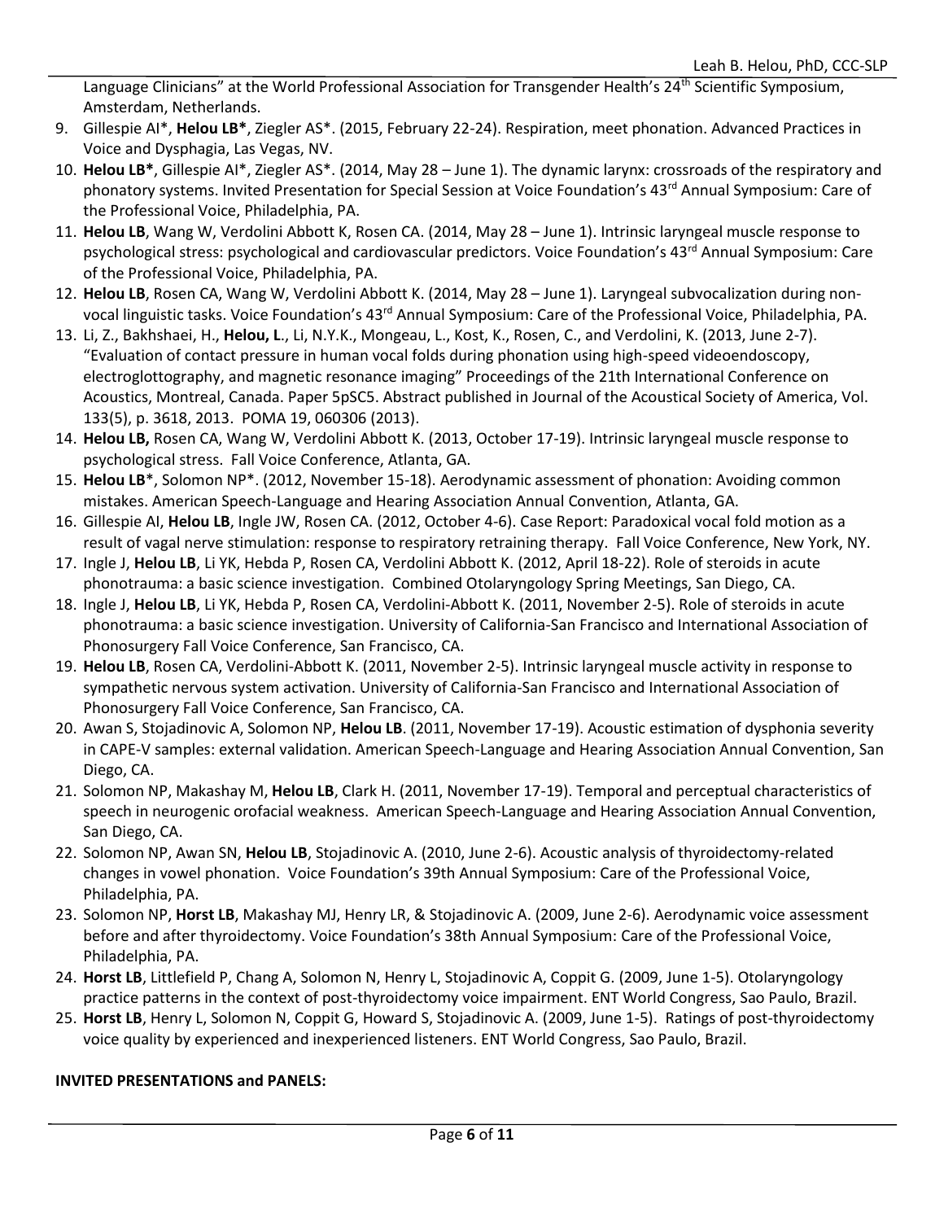Language Clinicians" at the World Professional Association for Transgender Health's 24th Scientific Symposium, Amsterdam, Netherlands.

9. Gillespie AI*, **Helou LB***, Ziegler AS*. (2015, February 22-24). Respiration, meet phonation. Advanced Practices in Voice and Dysphagia, Las Vegas, NV.
10. **Helou LB***, Gillespie AI*, Ziegler AS*. (2014, May 28 – June 1). The dynamic larynx: crossroads of the respiratory and phonatory systems. Invited Presentation for Special Session at Voice Foundation's 43rd Annual Symposium: Care of the Professional Voice, Philadelphia, PA.
11. **Helou LB**, Wang W, Verdolini Abbott K, Rosen CA. (2014, May 28 – June 1). Intrinsic laryngeal muscle response to psychological stress: psychological and cardiovascular predictors. Voice Foundation's 43rd Annual Symposium: Care of the Professional Voice, Philadelphia, PA.
12. **Helou LB**, Rosen CA, Wang W, Verdolini Abbott K. (2014, May 28 – June 1). Laryngeal subvocalization during non-vocal linguistic tasks. Voice Foundation's 43rd Annual Symposium: Care of the Professional Voice, Philadelphia, PA.
13. Li, Z., Bakhshaei, H., **Helou, L**., Li, N.Y.K., Mongeau, L., Kost, K., Rosen, C., and Verdolini, K. (2013, June 2-7). "Evaluation of contact pressure in human vocal folds during phonation using high-speed videoendoscopy, electroglottography, and magnetic resonance imaging" Proceedings of the 21th International Conference on Acoustics, Montreal, Canada. Paper 5pSC5. Abstract published in Journal of the Acoustical Society of America, Vol. 133(5), p. 3618, 2013. POMA 19, 060306 (2013).
14. **Helou LB,** Rosen CA, Wang W, Verdolini Abbott K. (2013, October 17-19). Intrinsic laryngeal muscle response to psychological stress. Fall Voice Conference, Atlanta, GA.
15. **Helou LB***, Solomon NP*. (2012, November 15-18). Aerodynamic assessment of phonation: Avoiding common mistakes. American Speech-Language and Hearing Association Annual Convention, Atlanta, GA.
16. Gillespie AI, **Helou LB**, Ingle JW, Rosen CA. (2012, October 4-6). Case Report: Paradoxical vocal fold motion as a result of vagal nerve stimulation: response to respiratory retraining therapy. Fall Voice Conference, New York, NY.
17. Ingle J, **Helou LB**, Li YK, Hebda P, Rosen CA, Verdolini Abbott K. (2012, April 18-22). Role of steroids in acute phonotrauma: a basic science investigation. Combined Otolaryngology Spring Meetings, San Diego, CA.
18. Ingle J, **Helou LB**, Li YK, Hebda P, Rosen CA, Verdolini-Abbott K. (2011, November 2-5). Role of steroids in acute phonotrauma: a basic science investigation. University of California-San Francisco and International Association of Phonosurgery Fall Voice Conference, San Francisco, CA.
19. **Helou LB**, Rosen CA, Verdolini-Abbott K. (2011, November 2-5). Intrinsic laryngeal muscle activity in response to sympathetic nervous system activation. University of California-San Francisco and International Association of Phonosurgery Fall Voice Conference, San Francisco, CA.
20. Awan S, Stojadinovic A, Solomon NP, **Helou LB**. (2011, November 17-19). Acoustic estimation of dysphonia severity in CAPE-V samples: external validation. American Speech-Language and Hearing Association Annual Convention, San Diego, CA.
21. Solomon NP, Makashay M, **Helou LB**, Clark H. (2011, November 17-19). Temporal and perceptual characteristics of speech in neurogenic orofacial weakness. American Speech-Language and Hearing Association Annual Convention, San Diego, CA.
22. Solomon NP, Awan SN, **Helou LB**, Stojadinovic A. (2010, June 2-6). Acoustic analysis of thyroidectomy-related changes in vowel phonation. Voice Foundation's 39th Annual Symposium: Care of the Professional Voice, Philadelphia, PA.
23. Solomon NP, **Horst LB**, Makashay MJ, Henry LR, & Stojadinovic A. (2009, June 2-6). Aerodynamic voice assessment before and after thyroidectomy. Voice Foundation's 38th Annual Symposium: Care of the Professional Voice, Philadelphia, PA.
24. **Horst LB**, Littlefield P, Chang A, Solomon N, Henry L, Stojadinovic A, Coppit G. (2009, June 1-5). Otolaryngology practice patterns in the context of post-thyroidectomy voice impairment. ENT World Congress, Sao Paulo, Brazil.
25. **Horst LB**, Henry L, Solomon N, Coppit G, Howard S, Stojadinovic A. (2009, June 1-5). Ratings of post-thyroidectomy voice quality by experienced and inexperienced listeners. ENT World Congress, Sao Paulo, Brazil.

**INVITED PRESENTATIONS and PANELS:**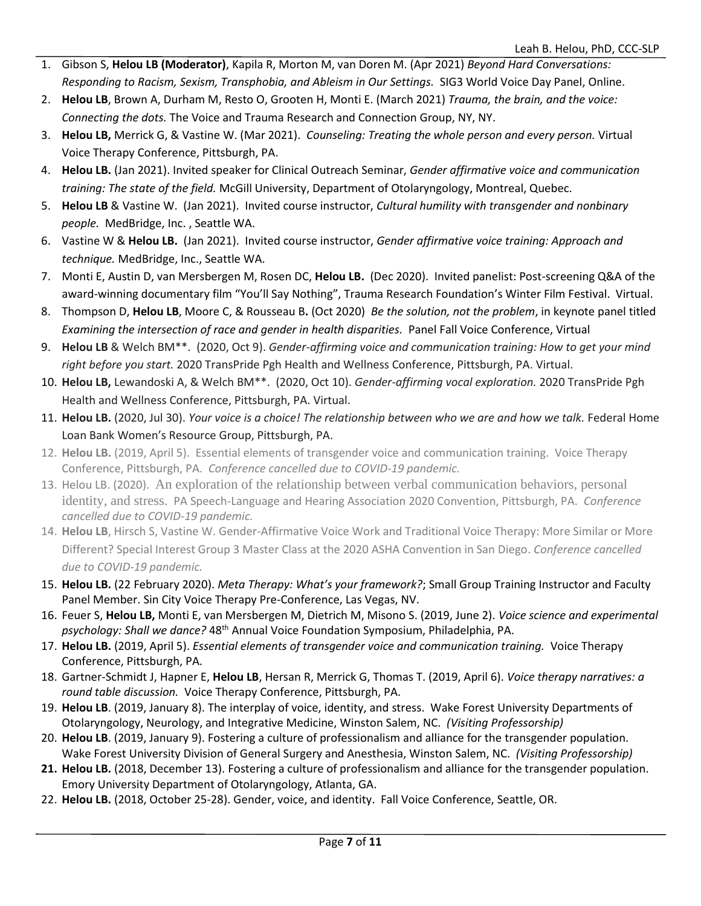1. Gibson S, **Helou LB (Moderator)**, Kapila R, Morton M, van Doren M. (Apr 2021) *Beyond Hard Conversations: Responding to Racism, Sexism, Transphobia, and Ableism in Our Settings.* SIG3 World Voice Day Panel, Online.
2. **Helou LB**, Brown A, Durham M, Resto O, Grooten H, Monti E. (March 2021) *Trauma, the brain, and the voice: Connecting the dots.* The Voice and Trauma Research and Connection Group, NY, NY.
3. **Helou LB,** Merrick G, & Vastine W. (Mar 2021). *Counseling: Treating the whole person and every person.* Virtual Voice Therapy Conference, Pittsburgh, PA.
4. **Helou LB.** (Jan 2021). Invited speaker for Clinical Outreach Seminar, *Gender affirmative voice and communication training: The state of the field.* McGill University, Department of Otolaryngology, Montreal, Quebec.
5. **Helou LB** & Vastine W. (Jan 2021). Invited course instructor, *Cultural humility with transgender and nonbinary people.* MedBridge, Inc. , Seattle WA.
6. Vastine W & **Helou LB.** (Jan 2021). Invited course instructor, *Gender affirmative voice training: Approach and technique.* MedBridge, Inc., Seattle WA.
7. Monti E, Austin D, van Mersbergen M, Rosen DC, **Helou LB.** (Dec 2020). Invited panelist: Post-screening Q&A of the award-winning documentary film "You'll Say Nothing", Trauma Research Foundation's Winter Film Festival. Virtual.
8. Thompson D, **Helou LB**, Moore C, & Rousseau B**.** (Oct 2020) *Be the solution, not the problem*, in keynote panel titled *Examining the intersection of race and gender in health disparities.* Panel Fall Voice Conference, Virtual
9. **Helou LB** & Welch BM**. (2020, Oct 9). *Gender-affirming voice and communication training: How to get your mind right before you start.* 2020 TransPride Pgh Health and Wellness Conference, Pittsburgh, PA. Virtual.
10. **Helou LB,** Lewandoski A, & Welch BM**. (2020, Oct 10). *Gender-affirming vocal exploration.* 2020 TransPride Pgh Health and Wellness Conference, Pittsburgh, PA. Virtual.
11. **Helou LB.** (2020, Jul 30). *Your voice is a choice! The relationship between who we are and how we talk.* Federal Home Loan Bank Women's Resource Group, Pittsburgh, PA.
12. **Helou LB.** (2019, April 5). Essential elements of transgender voice and communication training. Voice Therapy Conference, Pittsburgh, PA. *Conference cancelled due to COVID-19 pandemic.*
13. Helou LB. (2020). An exploration of the relationship between verbal communication behaviors, personal identity, and stress. PA Speech-Language and Hearing Association 2020 Convention, Pittsburgh, PA. *Conference cancelled due to COVID-19 pandemic.*
14. **Helou LB**, Hirsch S, Vastine W. Gender-Affirmative Voice Work and Traditional Voice Therapy: More Similar or More Different? Special Interest Group 3 Master Class at the 2020 ASHA Convention in San Diego. *Conference cancelled due to COVID-19 pandemic.*
15. **Helou LB.** (22 February 2020). *Meta Therapy: What's your framework?*; Small Group Training Instructor and Faculty Panel Member. Sin City Voice Therapy Pre-Conference, Las Vegas, NV.
16. Feuer S, **Helou LB,** Monti E, van Mersbergen M, Dietrich M, Misono S. (2019, June 2). *Voice science and experimental psychology: Shall we dance?* 48th Annual Voice Foundation Symposium, Philadelphia, PA.
17. **Helou LB.** (2019, April 5). *Essential elements of transgender voice and communication training.* Voice Therapy Conference, Pittsburgh, PA.
18. Gartner-Schmidt J, Hapner E, **Helou LB**, Hersan R, Merrick G, Thomas T. (2019, April 6). *Voice therapy narratives: a round table discussion.* Voice Therapy Conference, Pittsburgh, PA.
19. **Helou LB**. (2019, January 8). The interplay of voice, identity, and stress. Wake Forest University Departments of Otolaryngology, Neurology, and Integrative Medicine, Winston Salem, NC. *(Visiting Professorship)*
20. **Helou LB**. (2019, January 9). Fostering a culture of professionalism and alliance for the transgender population. Wake Forest University Division of General Surgery and Anesthesia, Winston Salem, NC. *(Visiting Professorship)*
21. **Helou LB.** (2018, December 13). Fostering a culture of professionalism and alliance for the transgender population. Emory University Department of Otolaryngology, Atlanta, GA.
22. **Helou LB.** (2018, October 25-28). Gender, voice, and identity. Fall Voice Conference, Seattle, OR.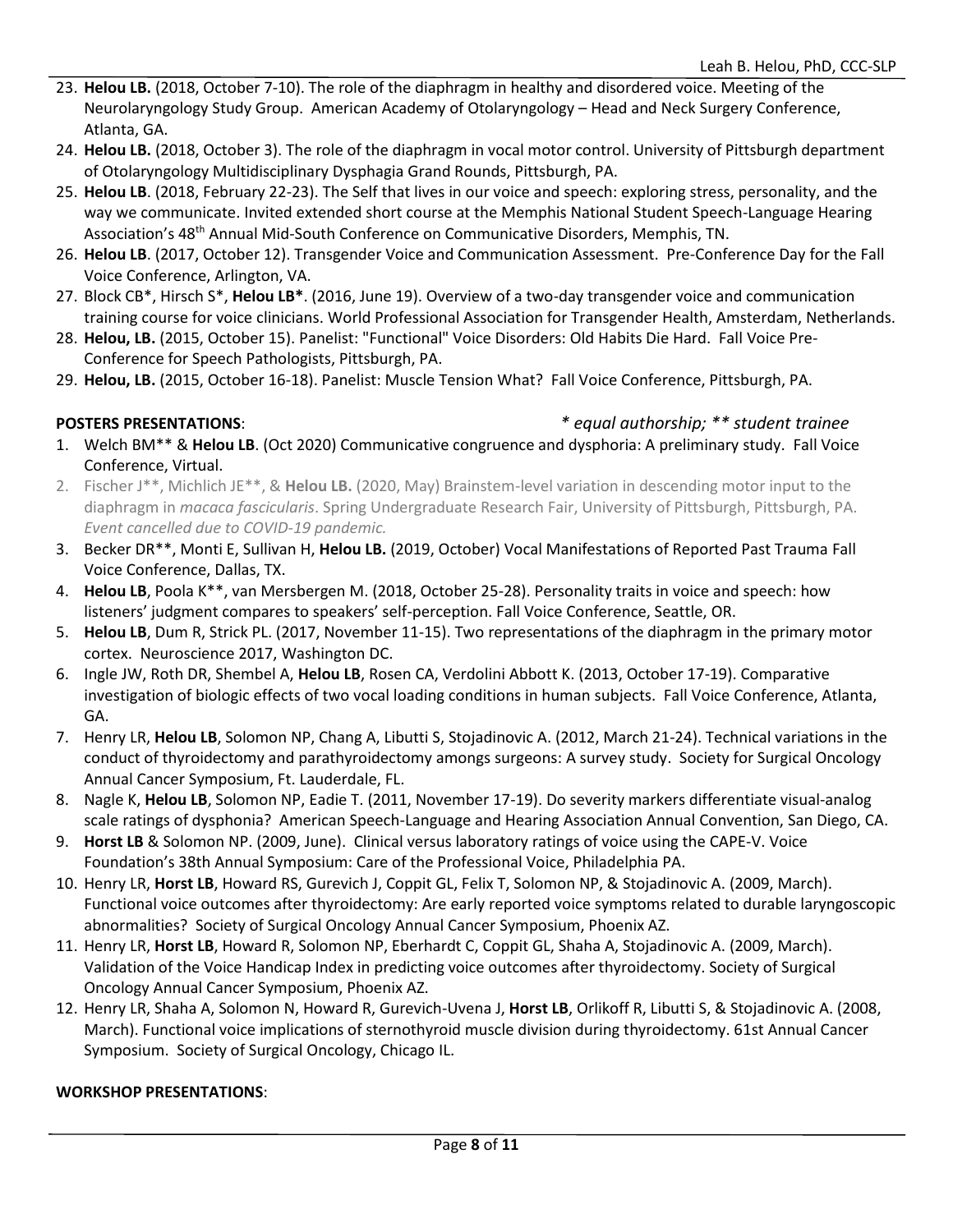23. **Helou LB.** (2018, October 7-10). The role of the diaphragm in healthy and disordered voice. Meeting of the Neurolaryngology Study Group. American Academy of Otolaryngology – Head and Neck Surgery Conference, Atlanta, GA.
24. **Helou LB.** (2018, October 3). The role of the diaphragm in vocal motor control. University of Pittsburgh department of Otolaryngology Multidisciplinary Dysphagia Grand Rounds, Pittsburgh, PA.
25. **Helou LB**. (2018, February 22-23). The Self that lives in our voice and speech: exploring stress, personality, and the way we communicate. Invited extended short course at the Memphis National Student Speech-Language Hearing Association's 48th Annual Mid-South Conference on Communicative Disorders, Memphis, TN.
26. **Helou LB**. (2017, October 12). Transgender Voice and Communication Assessment. Pre-Conference Day for the Fall Voice Conference, Arlington, VA.
27. Block CB*, Hirsch S*, **Helou LB***. (2016, June 19). Overview of a two-day transgender voice and communication training course for voice clinicians. World Professional Association for Transgender Health, Amsterdam, Netherlands.
28. **Helou, LB.** (2015, October 15). Panelist: "Functional" Voice Disorders: Old Habits Die Hard. Fall Voice Pre-Conference for Speech Pathologists, Pittsburgh, PA.
29. **Helou, LB.** (2015, October 16-18). Panelist: Muscle Tension What? Fall Voice Conference, Pittsburgh, PA.

**POSTERS PRESENTATIONS**: *\* equal authorship; \*\* student trainee*

1. Welch BM** & **Helou LB**. (Oct 2020) Communicative congruence and dysphoria: A preliminary study. Fall Voice Conference, Virtual.
2. Fischer J**, Michlich JE**, & **Helou LB.** (2020, May) Brainstem-level variation in descending motor input to the diaphragm in *macaca fascicularis*. Spring Undergraduate Research Fair, University of Pittsburgh, Pittsburgh, PA. *Event cancelled due to COVID-19 pandemic.*
3. Becker DR**, Monti E, Sullivan H, **Helou LB.** (2019, October) Vocal Manifestations of Reported Past Trauma Fall Voice Conference, Dallas, TX.
4. **Helou LB**, Poola K**, van Mersbergen M. (2018, October 25-28). Personality traits in voice and speech: how listeners' judgment compares to speakers' self-perception. Fall Voice Conference, Seattle, OR.
5. **Helou LB**, Dum R, Strick PL. (2017, November 11-15). Two representations of the diaphragm in the primary motor cortex. Neuroscience 2017, Washington DC.
6. Ingle JW, Roth DR, Shembel A, **Helou LB**, Rosen CA, Verdolini Abbott K. (2013, October 17-19). Comparative investigation of biologic effects of two vocal loading conditions in human subjects. Fall Voice Conference, Atlanta, GA.
7. Henry LR, **Helou LB**, Solomon NP, Chang A, Libutti S, Stojadinovic A. (2012, March 21-24). Technical variations in the conduct of thyroidectomy and parathyroidectomy amongs surgeons: A survey study. Society for Surgical Oncology Annual Cancer Symposium, Ft. Lauderdale, FL.
8. Nagle K, **Helou LB**, Solomon NP, Eadie T. (2011, November 17-19). Do severity markers differentiate visual-analog scale ratings of dysphonia? American Speech-Language and Hearing Association Annual Convention, San Diego, CA.
9. **Horst LB** & Solomon NP. (2009, June). Clinical versus laboratory ratings of voice using the CAPE-V. Voice Foundation's 38th Annual Symposium: Care of the Professional Voice, Philadelphia PA.
10. Henry LR, **Horst LB**, Howard RS, Gurevich J, Coppit GL, Felix T, Solomon NP, & Stojadinovic A. (2009, March). Functional voice outcomes after thyroidectomy: Are early reported voice symptoms related to durable laryngoscopic abnormalities? Society of Surgical Oncology Annual Cancer Symposium, Phoenix AZ.
11. Henry LR, **Horst LB**, Howard R, Solomon NP, Eberhardt C, Coppit GL, Shaha A, Stojadinovic A. (2009, March). Validation of the Voice Handicap Index in predicting voice outcomes after thyroidectomy. Society of Surgical Oncology Annual Cancer Symposium, Phoenix AZ.
12. Henry LR, Shaha A, Solomon N, Howard R, Gurevich-Uvena J, **Horst LB**, Orlikoff R, Libutti S, & Stojadinovic A. (2008, March). Functional voice implications of sternothyroid muscle division during thyroidectomy. 61st Annual Cancer Symposium. Society of Surgical Oncology, Chicago IL.

**WORKSHOP PRESENTATIONS**: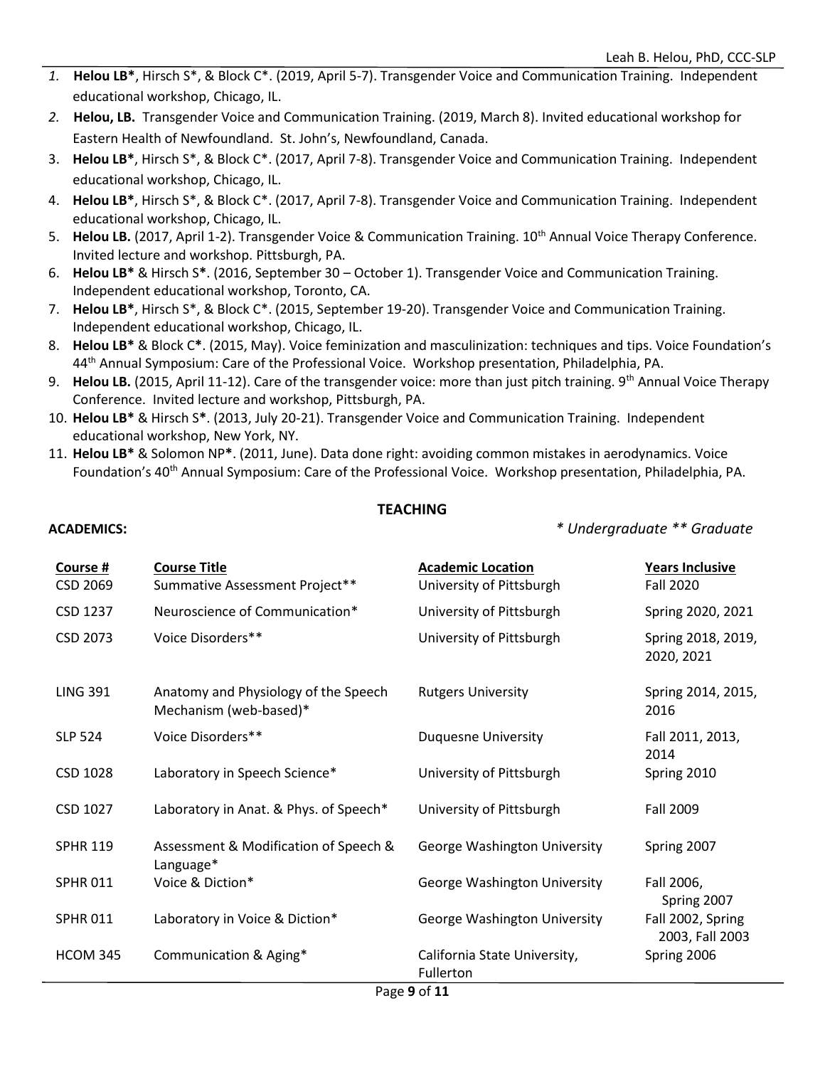1. **Helou LB***, Hirsch S*, & Block C*. (2019, April 5-7). Transgender Voice and Communication Training. Independent educational workshop, Chicago, IL.
2. **Helou, LB.** Transgender Voice and Communication Training. (2019, March 8). Invited educational workshop for Eastern Health of Newfoundland. St. John's, Newfoundland, Canada.
3. **Helou LB***, Hirsch S*, & Block C*. (2017, April 7-8). Transgender Voice and Communication Training. Independent educational workshop, Chicago, IL.
4. **Helou LB***, Hirsch S*, & Block C*. (2017, April 7-8). Transgender Voice and Communication Training. Independent educational workshop, Chicago, IL.
5. **Helou LB.** (2017, April 1-2). Transgender Voice & Communication Training. 10th Annual Voice Therapy Conference. Invited lecture and workshop. Pittsburgh, PA.
6. **Helou LB*** & Hirsch S*. (2016, September 30 – October 1). Transgender Voice and Communication Training. Independent educational workshop, Toronto, CA.
7. **Helou LB***, Hirsch S*, & Block C*. (2015, September 19-20). Transgender Voice and Communication Training. Independent educational workshop, Chicago, IL.
8. **Helou LB*** & Block C*. (2015, May). Voice feminization and masculinization: techniques and tips. Voice Foundation's 44th Annual Symposium: Care of the Professional Voice. Workshop presentation, Philadelphia, PA.
9. **Helou LB.** (2015, April 11-12). Care of the transgender voice: more than just pitch training. 9th Annual Voice Therapy Conference. Invited lecture and workshop, Pittsburgh, PA.
10. **Helou LB*** & Hirsch S*. (2013, July 20-21). Transgender Voice and Communication Training. Independent educational workshop, New York, NY.
11. **Helou LB*** & Solomon NP*. (2011, June). Data done right: avoiding common mistakes in aerodynamics. Voice Foundation's 40th Annual Symposium: Care of the Professional Voice. Workshop presentation, Philadelphia, PA.

## TEACHING

**ACADEMICS:** *\* Undergraduate \*\* Graduate*

| Course # | Course Title | Academic Location | Years Inclusive |
|---|---|---|---|
| CSD 2069 | Summative Assessment Project** | University of Pittsburgh | Fall 2020 |
| CSD 1237 | Neuroscience of Communication* | University of Pittsburgh | Spring 2020, 2021 |
| CSD 2073 | Voice Disorders** | University of Pittsburgh | Spring 2018, 2019, 2020, 2021 |
| LING 391 | Anatomy and Physiology of the Speech Mechanism (web-based)* | Rutgers University | Spring 2014, 2015, 2016 |
| SLP 524 | Voice Disorders** | Duquesne University | Fall 2011, 2013, 2014 |
| CSD 1028 | Laboratory in Speech Science* | University of Pittsburgh | Spring 2010 |
| CSD 1027 | Laboratory in Anat. & Phys. of Speech* | University of Pittsburgh | Fall 2009 |
| SPHR 119 | Assessment & Modification of Speech & Language* | George Washington University | Spring 2007 |
| SPHR 011 | Voice & Diction* | George Washington University | Fall 2006, Spring 2007 |
| SPHR 011 | Laboratory in Voice & Diction* | George Washington University | Fall 2002, Spring 2003, Fall 2003 |
| HCOM 345 | Communication & Aging* | California State University, Fullerton | Spring 2006 |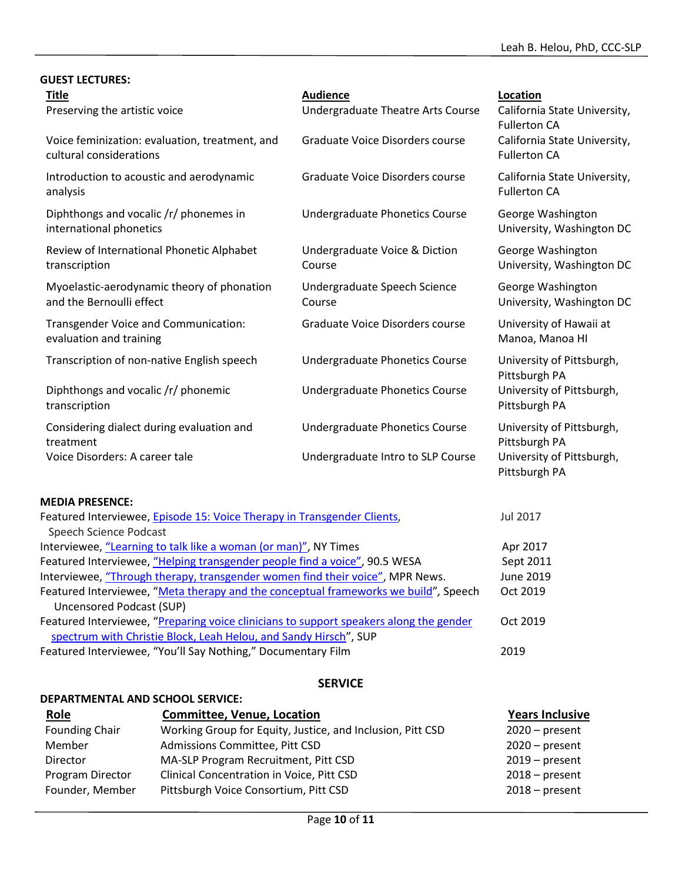**GUEST LECTURES:**

| Title | Audience | Location |
|---|---|---|
| Preserving the artistic voice | Undergraduate Theatre Arts Course | California State University, Fullerton CA |
| Voice feminization: evaluation, treatment, and cultural considerations | Graduate Voice Disorders course | California State University, Fullerton CA |
| Introduction to acoustic and aerodynamic analysis | Graduate Voice Disorders course | California State University, Fullerton CA |
| Diphthongs and vocalic /r/ phonemes in international phonetics | Undergraduate Phonetics Course | George Washington University, Washington DC |
| Review of International Phonetic Alphabet transcription | Undergraduate Voice & Diction Course | George Washington University, Washington DC |
| Myoelastic-aerodynamic theory of phonation and the Bernoulli effect | Undergraduate Speech Science Course | George Washington University, Washington DC |
| Transgender Voice and Communication: evaluation and training | Graduate Voice Disorders course | University of Hawaii at Manoa, Manoa HI |
| Transcription of non-native English speech | Undergraduate Phonetics Course | University of Pittsburgh, Pittsburgh PA |
| Diphthongs and vocalic /r/ phonemic transcription | Undergraduate Phonetics Course | University of Pittsburgh, Pittsburgh PA |
| Considering dialect during evaluation and treatment | Undergraduate Phonetics Course | University of Pittsburgh, Pittsburgh PA |
| Voice Disorders: A career tale | Undergraduate Intro to SLP Course | University of Pittsburgh, Pittsburgh PA |

**MEDIA PRESENCE:**

| | |
|---|---|
| Featured Interviewee, Episode 15: Voice Therapy in Transgender Clients, Speech Science Podcast | Jul 2017 |
| Interviewee, "Learning to talk like a woman (or man)", NY Times | Apr 2017 |
| Featured Interviewee, "Helping transgender people find a voice", 90.5 WESA | Sept 2011 |
| Interviewee, "Through therapy, transgender women find their voice", MPR News. | June 2019 |
| Featured Interviewee, "Meta therapy and the conceptual frameworks we build", Speech Uncensored Podcast (SUP) | Oct 2019 |
| Featured Interviewee, "Preparing voice clinicians to support speakers along the gender spectrum with Christie Block, Leah Helou, and Sandy Hirsch", SUP | Oct 2019 |
| Featured Interviewee, "You'll Say Nothing," Documentary Film | 2019 |

## SERVICE

**DEPARTMENTAL AND SCHOOL SERVICE:**

| Role | Committee, Venue, Location | Years Inclusive |
|---|---|---|
| Founding Chair | Working Group for Equity, Justice, and Inclusion, Pitt CSD | 2020 – present |
| Member | Admissions Committee, Pitt CSD | 2020 – present |
| Director | MA-SLP Program Recruitment, Pitt CSD | 2019 – present |
| Program Director | Clinical Concentration in Voice, Pitt CSD | 2018 – present |
| Founder, Member | Pittsburgh Voice Consortium, Pitt CSD | 2018 – present |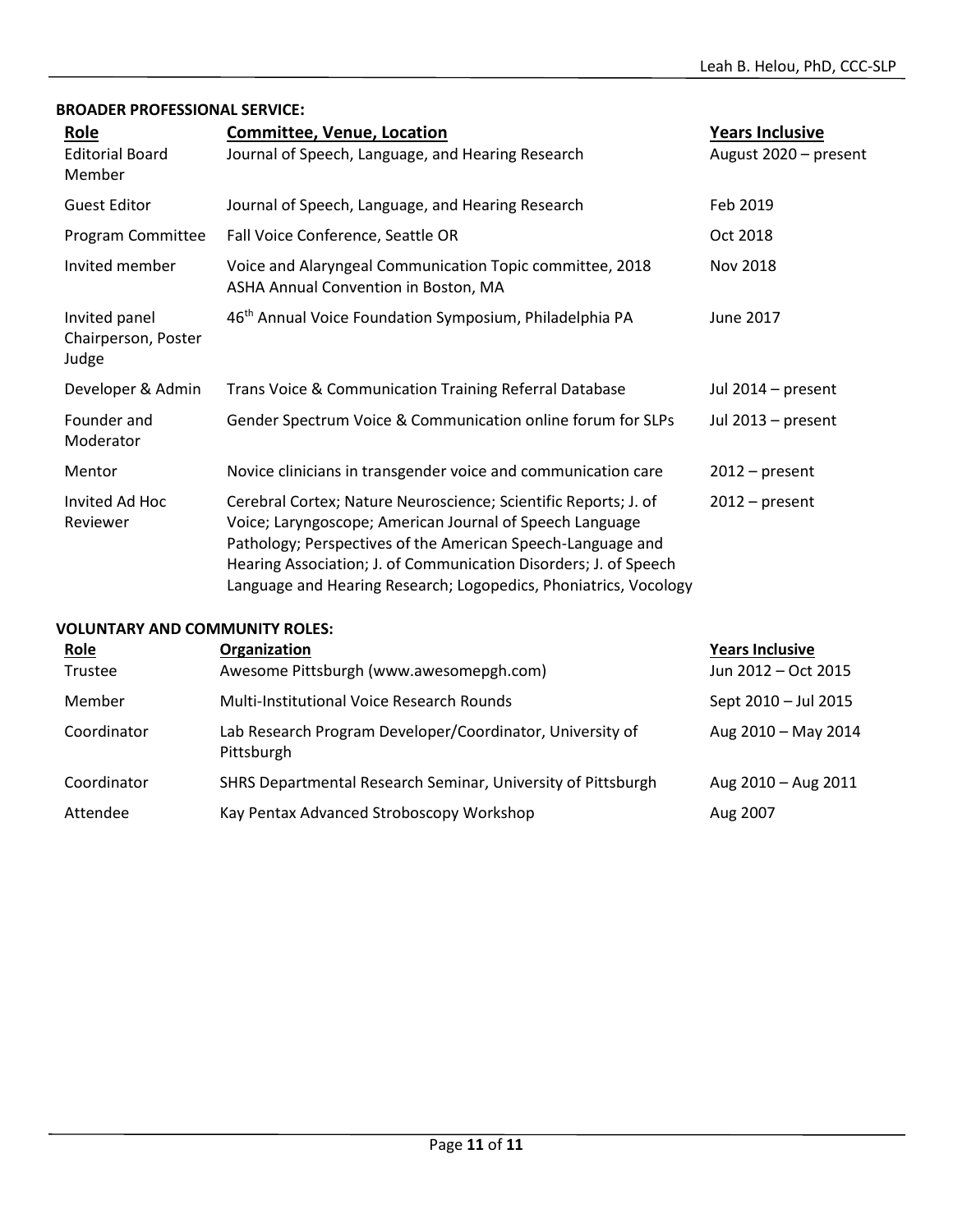**BROADER PROFESSIONAL SERVICE:**

| Role | Committee, Venue, Location | Years Inclusive |
|---|---|---|
| Editorial Board Member | Journal of Speech, Language, and Hearing Research | August 2020 – present |
| Guest Editor | Journal of Speech, Language, and Hearing Research | Feb 2019 |
| Program Committee | Fall Voice Conference, Seattle OR | Oct 2018 |
| Invited member | Voice and Alaryngeal Communication Topic committee, 2018 ASHA Annual Convention in Boston, MA | Nov 2018 |
| Invited panel Chairperson, Poster Judge | 46th Annual Voice Foundation Symposium, Philadelphia PA | June 2017 |
| Developer & Admin | Trans Voice & Communication Training Referral Database | Jul 2014 – present |
| Founder and Moderator | Gender Spectrum Voice & Communication online forum for SLPs | Jul 2013 – present |
| Mentor | Novice clinicians in transgender voice and communication care | 2012 – present |
| Invited Ad Hoc Reviewer | Cerebral Cortex; Nature Neuroscience; Scientific Reports; J. of Voice; Laryngoscope; American Journal of Speech Language Pathology; Perspectives of the American Speech-Language and Hearing Association; J. of Communication Disorders; J. of Speech Language and Hearing Research; Logopedics, Phoniatrics, Vocology | 2012 – present |

**VOLUNTARY AND COMMUNITY ROLES:**

| Role | Organization | Years Inclusive |
|---|---|---|
| Trustee | Awesome Pittsburgh (www.awesomepgh.com) | Jun 2012 – Oct 2015 |
| Member | Multi-Institutional Voice Research Rounds | Sept 2010 – Jul 2015 |
| Coordinator | Lab Research Program Developer/Coordinator, University of Pittsburgh | Aug 2010 – May 2014 |
| Coordinator | SHRS Departmental Research Seminar, University of Pittsburgh | Aug 2010 – Aug 2011 |
| Attendee | Kay Pentax Advanced Stroboscopy Workshop | Aug 2007 |